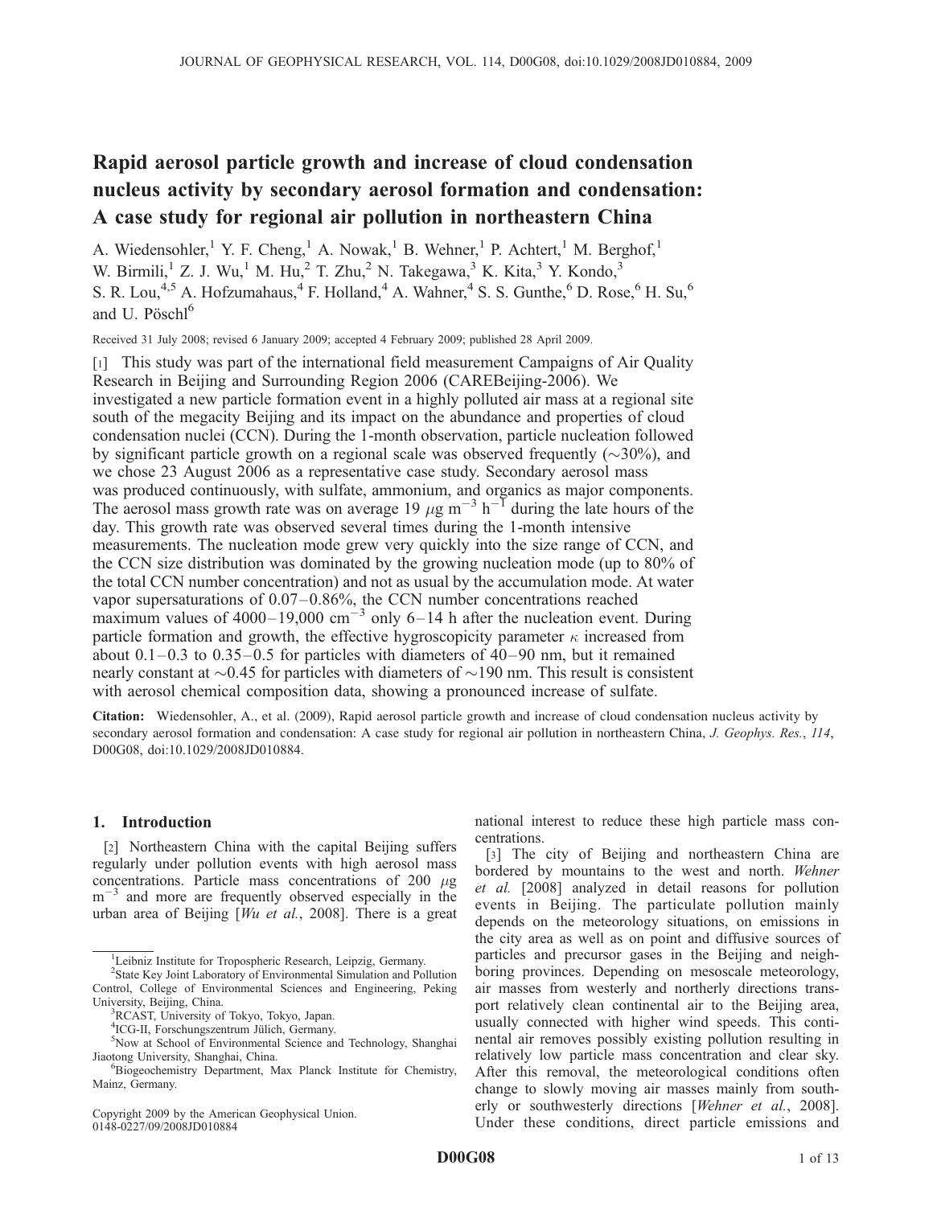# Rapid aerosol particle growth and increase of cloud condensation nucleus activity by secondary aerosol formation and condensation: A case study for regional air pollution in northeastern China

A. Wiedensohler,[1] Y. F. Cheng,[1] A. Nowak,[1] B. Wehner,[1] P. Achtert,[1] M. Berghof,[1] W. Birmili,[1] Z. J. Wu,[1] M. Hu,[2] T. Zhu,[2] N. Takegawa,[3] K. Kita,[3] Y. Kondo,[3] S. R. Lou,[4,5] A. Hofzumahaus,[4] F. Holland,[4] A. Wahner,[4] S. S. Gunthe,[6] D. Rose,[6] H. Su,[6] and U. Pöschl[6]

Received 31 July 2008; revised 6 January 2009; accepted 4 February 2009; published 28 April 2009.

[1] This study was part of the international field measurement Campaigns of Air Quality Research in Beijing and Surrounding Region 2006 (CAREBeijing-2006). We investigated a new particle formation event in a highly polluted air mass at a regional site south of the megacity Beijing and its impact on the abundance and properties of cloud condensation nuclei (CCN). During the 1-month observation, particle nucleation followed by significant particle growth on a regional scale was observed frequently (~30%), and we chose 23 August 2006 as a representative case study. Secondary aerosol mass was produced continuously, with sulfate, ammonium, and organics as major components. The aerosol mass growth rate was on average 19 $\mu g\ m^{-3}\ h^{-1}$ during the late hours of the day. This growth rate was observed several times during the 1-month intensive measurements. The nucleation mode grew very quickly into the size range of CCN, and the CCN size distribution was dominated by the growing nucleation mode (up to 80% of the total CCN number concentration) and not as usual by the accumulation mode. At water vapor supersaturations of 0.07–0.86%, the CCN number concentrations reached maximum values of 4000–19,000 $cm^{-3}$ only 6–14 h after the nucleation event. During particle formation and growth, the effective hygroscopicity parameter $\kappa$ increased from about 0.1–0.3 to 0.35–0.5 for particles with diameters of 40–90 nm, but it remained nearly constant at ~0.45 for particles with diameters of ~190 nm. This result is consistent with aerosol chemical composition data, showing a pronounced increase of sulfate.

**Citation:** Wiedensohler, A., et al. (2009), Rapid aerosol particle growth and increase of cloud condensation nucleus activity by secondary aerosol formation and condensation: A case study for regional air pollution in northeastern China, *J. Geophys. Res.*, *114*, D00G08, doi:10.1029/2008JD010884.

## 1. Introduction

[2] Northeastern China with the capital Beijing suffers regularly under pollution events with high aerosol mass concentrations. Particle mass concentrations of 200 $\mu g\ m^{-3}$ and more are frequently observed especially in the urban area of Beijing [*Wu et al.*, 2008]. There is a great national interest to reduce these high particle mass concentrations.

[3] The city of Beijing and northeastern China are bordered by mountains to the west and north. *Wehner et al.* [2008] analyzed in detail reasons for pollution events in Beijing. The particulate pollution mainly depends on the meteorology situations, on emissions in the city area as well as on point and diffusive sources of particles and precursor gases in the Beijing and neighboring provinces. Depending on mesoscale meteorology, air masses from westerly and northerly directions transport relatively clean continental air to the Beijing area, usually connected with higher wind speeds. This continental air removes possibly existing pollution resulting in relatively low particle mass concentration and clear sky. After this removal, the meteorological conditions often change to slowly moving air masses mainly from southerly or southwesterly directions [*Wehner et al.*, 2008]. Under these conditions, direct particle emissions and

---

[1] Leibniz Institute for Tropospheric Research, Leipzig, Germany.

[2] State Key Joint Laboratory of Environmental Simulation and Pollution Control, College of Environmental Sciences and Engineering, Peking University, Beijing, China.

[3] RCAST, University of Tokyo, Tokyo, Japan.

[4] ICG-II, Forschungszentrum Jülich, Germany.

[5] Now at School of Environmental Science and Technology, Shanghai Jiaotong University, Shanghai, China.

[6] Biogeochemistry Department, Max Planck Institute for Chemistry, Mainz, Germany.

Copyright 2009 by the American Geophysical Union.
0148-0227/09/2008JD010884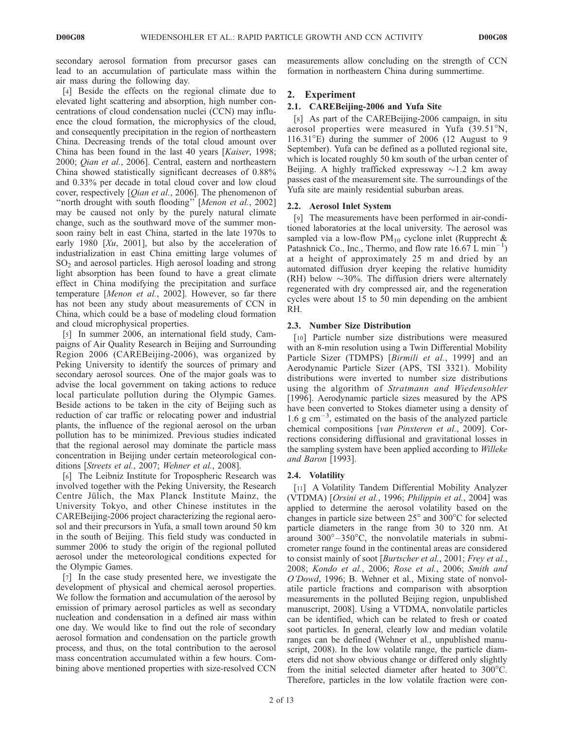secondary aerosol formation from precursor gases can lead to an accumulation of particulate mass within the air mass during the following day.

[4] Beside the effects on the regional climate due to elevated light scattering and absorption, high number concentrations of cloud condensation nuclei (CCN) may influence the cloud formation, the microphysics of the cloud, and consequently precipitation in the region of northeastern China. Decreasing trends of the total cloud amount over China has been found in the last 40 years [*Kaiser*, 1998; 2000; *Qian et al.*, 2006]. Central, eastern and northeastern China showed statistically significant decreases of 0.88% and 0.33% per decade in total cloud cover and low cloud cover, respectively [*Qian et al.*, 2006]. The phenomenon of "north drought with south flooding" [*Menon et al.*, 2002] may be caused not only by the purely natural climate change, such as the southward move of the summer monsoon rainy belt in east China, started in the late 1970s to early 1980 [*Xu*, 2001], but also by the acceleration of industrialization in east China emitting large volumes of $SO_2$ and aerosol particles. High aerosol loading and strong light absorption has been found to have a great climate effect in China modifying the precipitation and surface temperature [*Menon et al.*, 2002]. However, so far there has not been any study about measurements of CCN in China, which could be a base of modeling cloud formation and cloud microphysical properties.

[5] In summer 2006, an international field study, Campaigns of Air Quality Research in Beijing and Surrounding Region 2006 (CAREBeijing-2006), was organized by Peking University to identify the sources of primary and secondary aerosol sources. One of the major goals was to advise the local government on taking actions to reduce local particulate pollution during the Olympic Games. Beside actions to be taken in the city of Beijing such as reduction of car traffic or relocating power and industrial plants, the influence of the regional aerosol on the urban pollution has to be minimized. Previous studies indicated that the regional aerosol may dominate the particle mass concentration in Beijing under certain meteorological conditions [*Streets et al.*, 2007; *Wehner et al.*, 2008].

[6] The Leibniz Institute for Tropospheric Research was involved together with the Peking University, the Research Centre Jülich, the Max Planck Institute Mainz, the University Tokyo, and other Chinese institutes in the CAREBeijing-2006 project characterizing the regional aerosol and their precursors in Yufa, a small town around 50 km in the south of Beijing. This field study was conducted in summer 2006 to study the origin of the regional polluted aerosol under the meteorological conditions expected for the Olympic Games.

[7] In the case study presented here, we investigate the development of physical and chemical aerosol properties. We follow the formation and accumulation of the aerosol by emission of primary aerosol particles as well as secondary nucleation and condensation in a defined air mass within one day. We would like to find out the role of secondary aerosol formation and condensation on the particle growth process, and thus, on the total contribution to the aerosol mass concentration accumulated within a few hours. Combining above mentioned properties with size-resolved CCN measurements allow concluding on the strength of CCN formation in northeastern China during summertime.

## 2. Experiment

### 2.1. CAREBeijing-2006 and Yufa Site

[8] As part of the CAREBeijing-2006 campaign, in situ aerosol properties were measured in Yufa (39.51°N, 116.31°E) during the summer of 2006 (12 August to 9 September). Yufa can be defined as a polluted regional site, which is located roughly 50 km south of the urban center of Beijing. A highly trafficked expressway ~1.2 km away passes east of the measurement site. The surroundings of the Yufa site are mainly residential suburban areas.

### 2.2. Aerosol Inlet System

[9] The measurements have been performed in air-conditioned laboratories at the local university. The aerosol was sampled via a low-flow $PM_{10}$ cyclone inlet (Rupprecht & Patashnick Co., Inc., Thermo, and flow rate 16.67 L $min^{-1}$) at a height of approximately 25 m and dried by an automated diffusion dryer keeping the relative humidity (RH) below ~30%. The diffusion driers were alternately regenerated with dry compressed air, and the regeneration cycles were about 15 to 50 min depending on the ambient RH.

### 2.3. Number Size Distribution

[10] Particle number size distributions were measured with an 8-min resolution using a Twin Differential Mobility Particle Sizer (TDMPS) [*Birmili et al.*, 1999] and an Aerodynamic Particle Sizer (APS, TSI 3321). Mobility distributions were inverted to number size distributions using the algorithm of *Stratmann and Wiedensohler* [1996]. Aerodynamic particle sizes measured by the APS have been converted to Stokes diameter using a density of 1.6 g $cm^{-3}$, estimated on the basis of the analyzed particle chemical compositions [*van Pinxteren et al.*, 2009]. Corrections considering diffusional and gravitational losses in the sampling system have been applied according to *Willeke and Baron* [1993].

### 2.4. Volatility

[11] A Volatility Tandem Differential Mobility Analyzer (VTDMA) [*Orsini et al.*, 1996; *Philippin et al.*, 2004] was applied to determine the aerosol volatility based on the changes in particle size between 25° and 300°C for selected particle diameters in the range from 30 to 320 nm. At around 300°–350°C, the nonvolatile materials in submicrometer range found in the continental areas are considered to consist mainly of soot [*Burtscher et al.*, 2001; *Frey et al.*, 2008; *Kondo et al.*, 2006; *Rose et al.*, 2006; *Smith and O'Dowd*, 1996; B. Wehner et al., Mixing state of nonvolatile particle fractions and comparison with absorption measurements in the polluted Beijing region, unpublished manuscript, 2008]. Using a VTDMA, nonvolatile particles can be identified, which can be related to fresh or coated soot particles. In general, clearly low and median volatile ranges can be defined (Wehner et al., unpublished manuscript, 2008). In the low volatile range, the particle diameters did not show obvious change or differed only slightly from the initial selected diameter after heated to 300°C. Therefore, particles in the low volatile fraction were con-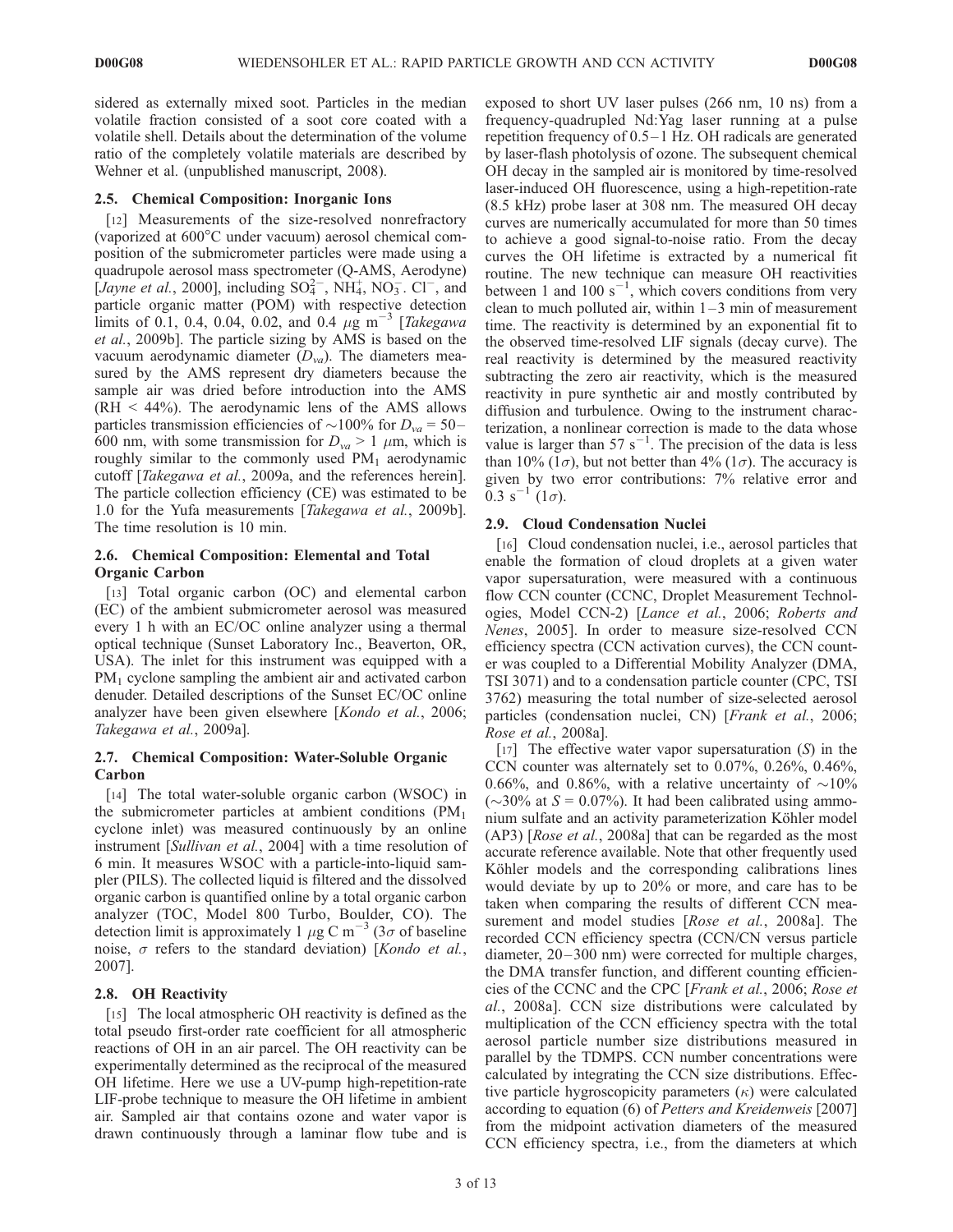sidered as externally mixed soot. Particles in the median volatile fraction consisted of a soot core coated with a volatile shell. Details about the determination of the volume ratio of the completely volatile materials are described by Wehner et al. (unpublished manuscript, 2008).

### 2.5. Chemical Composition: Inorganic Ions

[12] Measurements of the size-resolved nonrefractory (vaporized at 600°C under vacuum) aerosol chemical composition of the submicrometer particles were made using a quadrupole aerosol mass spectrometer (Q-AMS, Aerodyne) [*Jayne et al.*, 2000], including $SO_4^{2-}$, $NH_4^+$, $NO_3^-$. $Cl^-$, and particle organic matter (POM) with respective detection limits of 0.1, 0.4, 0.04, 0.02, and 0.4 $\mu$g m$^{-3}$ [*Takegawa et al.*, 2009b]. The particle sizing by AMS is based on the vacuum aerodynamic diameter ($D_{va}$). The diameters measured by the AMS represent dry diameters because the sample air was dried before introduction into the AMS (RH < 44%). The aerodynamic lens of the AMS allows particles transmission efficiencies of ~100% for $D_{va}$ = 50–600 nm, with some transmission for $D_{va}$ > 1 $\mu$m, which is roughly similar to the commonly used $PM_1$ aerodynamic cutoff [*Takegawa et al.*, 2009a, and the references herein]. The particle collection efficiency (CE) was estimated to be 1.0 for the Yufa measurements [*Takegawa et al.*, 2009b]. The time resolution is 10 min.

### 2.6. Chemical Composition: Elemental and Total Organic Carbon

[13] Total organic carbon (OC) and elemental carbon (EC) of the ambient submicrometer aerosol was measured every 1 h with an EC/OC online analyzer using a thermal optical technique (Sunset Laboratory Inc., Beaverton, OR, USA). The inlet for this instrument was equipped with a $PM_1$ cyclone sampling the ambient air and activated carbon denuder. Detailed descriptions of the Sunset EC/OC online analyzer have been given elsewhere [*Kondo et al.*, 2006; *Takegawa et al.*, 2009a].

### 2.7. Chemical Composition: Water-Soluble Organic Carbon

[14] The total water-soluble organic carbon (WSOC) in the submicrometer particles at ambient conditions ($PM_1$ cyclone inlet) was measured continuously by an online instrument [*Sullivan et al.*, 2004] with a time resolution of 6 min. It measures WSOC with a particle-into-liquid sampler (PILS). The collected liquid is filtered and the dissolved organic carbon is quantified online by a total organic carbon analyzer (TOC, Model 800 Turbo, Boulder, CO). The detection limit is approximately 1 $\mu$g C m$^{-3}$ (3$\sigma$ of baseline noise, $\sigma$ refers to the standard deviation) [*Kondo et al.*, 2007].

### 2.8. OH Reactivity

[15] The local atmospheric OH reactivity is defined as the total pseudo first-order rate coefficient for all atmospheric reactions of OH in an air parcel. The OH reactivity can be experimentally determined as the reciprocal of the measured OH lifetime. Here we use a UV-pump high-repetition-rate LIF-probe technique to measure the OH lifetime in ambient air. Sampled air that contains ozone and water vapor is drawn continuously through a laminar flow tube and is exposed to short UV laser pulses (266 nm, 10 ns) from a frequency-quadrupled Nd:Yag laser running at a pulse repetition frequency of 0.5–1 Hz. OH radicals are generated by laser-flash photolysis of ozone. The subsequent chemical OH decay in the sampled air is monitored by time-resolved laser-induced OH fluorescence, using a high-repetition-rate (8.5 kHz) probe laser at 308 nm. The measured OH decay curves are numerically accumulated for more than 50 times to achieve a good signal-to-noise ratio. From the decay curves the OH lifetime is extracted by a numerical fit routine. The new technique can measure OH reactivities between 1 and 100 s$^{-1}$, which covers conditions from very clean to much polluted air, within 1–3 min of measurement time. The reactivity is determined by an exponential fit to the observed time-resolved LIF signals (decay curve). The real reactivity is determined by the measured reactivity subtracting the zero air reactivity, which is the measured reactivity in pure synthetic air and mostly contributed by diffusion and turbulence. Owing to the instrument characterization, a nonlinear correction is made to the data whose value is larger than 57 s$^{-1}$. The precision of the data is less than 10% (1$\sigma$), but not better than 4% (1$\sigma$). The accuracy is given by two error contributions: 7% relative error and 0.3 s$^{-1}$ (1$\sigma$).

### 2.9. Cloud Condensation Nuclei

[16] Cloud condensation nuclei, i.e., aerosol particles that enable the formation of cloud droplets at a given water vapor supersaturation, were measured with a continuous flow CCN counter (CCNC, Droplet Measurement Technologies, Model CCN-2) [*Lance et al.*, 2006; *Roberts and Nenes*, 2005]. In order to measure size-resolved CCN efficiency spectra (CCN activation curves), the CCN counter was coupled to a Differential Mobility Analyzer (DMA, TSI 3071) and to a condensation particle counter (CPC, TSI 3762) measuring the total number of size-selected aerosol particles (condensation nuclei, CN) [*Frank et al.*, 2006; *Rose et al.*, 2008a].

[17] The effective water vapor supersaturation ($S$) in the CCN counter was alternately set to 0.07%, 0.26%, 0.46%, 0.66%, and 0.86%, with a relative uncertainty of ~10% (~30% at $S$ = 0.07%). It had been calibrated using ammonium sulfate and an activity parameterization Köhler model (AP3) [*Rose et al.*, 2008a] that can be regarded as the most accurate reference available. Note that other frequently used Köhler models and the corresponding calibrations lines would deviate by up to 20% or more, and care has to be taken when comparing the results of different CCN measurement and model studies [*Rose et al.*, 2008a]. The recorded CCN efficiency spectra (CCN/CN versus particle diameter, 20–300 nm) were corrected for multiple charges, the DMA transfer function, and different counting efficiencies of the CCNC and the CPC [*Frank et al.*, 2006; *Rose et al.*, 2008a]. CCN size distributions were calculated by multiplication of the CCN efficiency spectra with the total aerosol particle number size distributions measured in parallel by the TDMPS. CCN number concentrations were calculated by integrating the CCN size distributions. Effective particle hygroscopicity parameters ($\kappa$) were calculated according to equation (6) of *Petters and Kreidenweis* [2007] from the midpoint activation diameters of the measured CCN efficiency spectra, i.e., from the diameters at which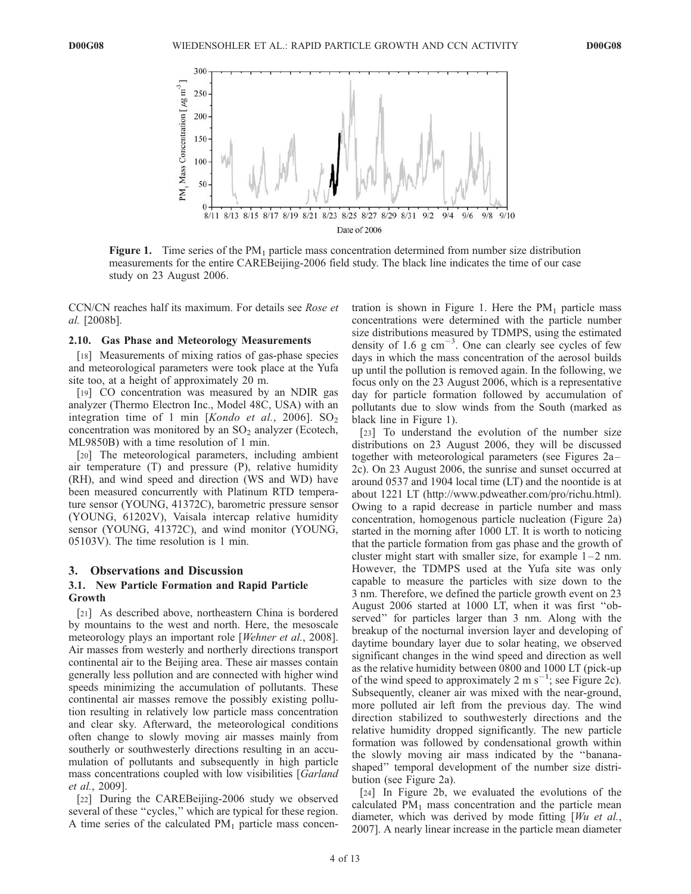Figure 1. Time series of the $PM_1$ particle mass concentration determined from number size distribution measurements for the entire CAREBeijing-2006 field study. The black line indicates the time of our case study on 23 August 2006.

CCN/CN reaches half its maximum. For details see *Rose et al.* [2008b].

### 2.10. Gas Phase and Meteorology Measurements

[18] Measurements of mixing ratios of gas-phase species and meteorological parameters were took place at the Yufa site too, at a height of approximately 20 m.

[19] CO concentration was measured by an NDIR gas analyzer (Thermo Electron Inc., Model 48C, USA) with an integration time of 1 min [*Kondo et al.*, 2006]. $SO_2$ concentration was monitored by an $SO_2$ analyzer (Ecotech, ML9850B) with a time resolution of 1 min.

[20] The meteorological parameters, including ambient air temperature (T) and pressure (P), relative humidity (RH), and wind speed and direction (WS and WD) have been measured concurrently with Platinum RTD temperature sensor (YOUNG, 41372C), barometric pressure sensor (YOUNG, 61202V), Vaisala intercap relative humidity sensor (YOUNG, 41372C), and wind monitor (YOUNG, 05103V). The time resolution is 1 min.

## 3. Observations and Discussion

### 3.1. New Particle Formation and Rapid Particle Growth

[21] As described above, northeastern China is bordered by mountains to the west and north. Here, the mesoscale meteorology plays an important role [*Wehner et al.*, 2008]. Air masses from westerly and northerly directions transport continental air to the Beijing area. These air masses contain generally less pollution and are connected with higher wind speeds minimizing the accumulation of pollutants. These continental air masses remove the possibly existing pollution resulting in relatively low particle mass concentration and clear sky. Afterward, the meteorological conditions often change to slowly moving air masses mainly from southerly or southwesterly directions resulting in an accumulation of pollutants and subsequently in high particle mass concentrations coupled with low visibilities [*Garland et al.*, 2009].

[22] During the CAREBeijing-2006 study we observed several of these "cycles," which are typical for these region. A time series of the calculated $PM_1$ particle mass concentration is shown in Figure 1. Here the $PM_1$ particle mass concentrations were determined with the particle number size distributions measured by TDMPS, using the estimated density of 1.6 g $cm^{-3}$. One can clearly see cycles of few days in which the mass concentration of the aerosol builds up until the pollution is removed again. In the following, we focus only on the 23 August 2006, which is a representative day for particle formation followed by accumulation of pollutants due to slow winds from the South (marked as black line in Figure 1).

[23] To understand the evolution of the number size distributions on 23 August 2006, they will be discussed together with meteorological parameters (see Figures 2a–2c). On 23 August 2006, the sunrise and sunset occurred at around 0537 and 1904 local time (LT) and the noontide is at about 1221 LT (http://www.pdweather.com/pro/richu.html). Owing to a rapid decrease in particle number and mass concentration, homogenous particle nucleation (Figure 2a) started in the morning after 1000 LT. It is worth to noticing that the particle formation from gas phase and the growth of cluster might start with smaller size, for example 1–2 nm. However, the TDMPS used at the Yufa site was only capable to measure the particles with size down to the 3 nm. Therefore, we defined the particle growth event on 23 August 2006 started at 1000 LT, when it was first "observed" for particles larger than 3 nm. Along with the breakup of the nocturnal inversion layer and developing of daytime boundary layer due to solar heating, we observed significant changes in the wind speed and direction as well as the relative humidity between 0800 and 1000 LT (pick-up of the wind speed to approximately 2 m $s^{-1}$; see Figure 2c). Subsequently, cleaner air was mixed with the near-ground, more polluted air left from the previous day. The wind direction stabilized to southwesterly directions and the relative humidity dropped significantly. The new particle formation was followed by condensational growth within the slowly moving air mass indicated by the "banana-shaped" temporal development of the number size distribution (see Figure 2a).

[24] In Figure 2b, we evaluated the evolutions of the calculated $PM_1$ mass concentration and the particle mean diameter, which was derived by mode fitting [*Wu et al.*, 2007]. A nearly linear increase in the particle mean diameter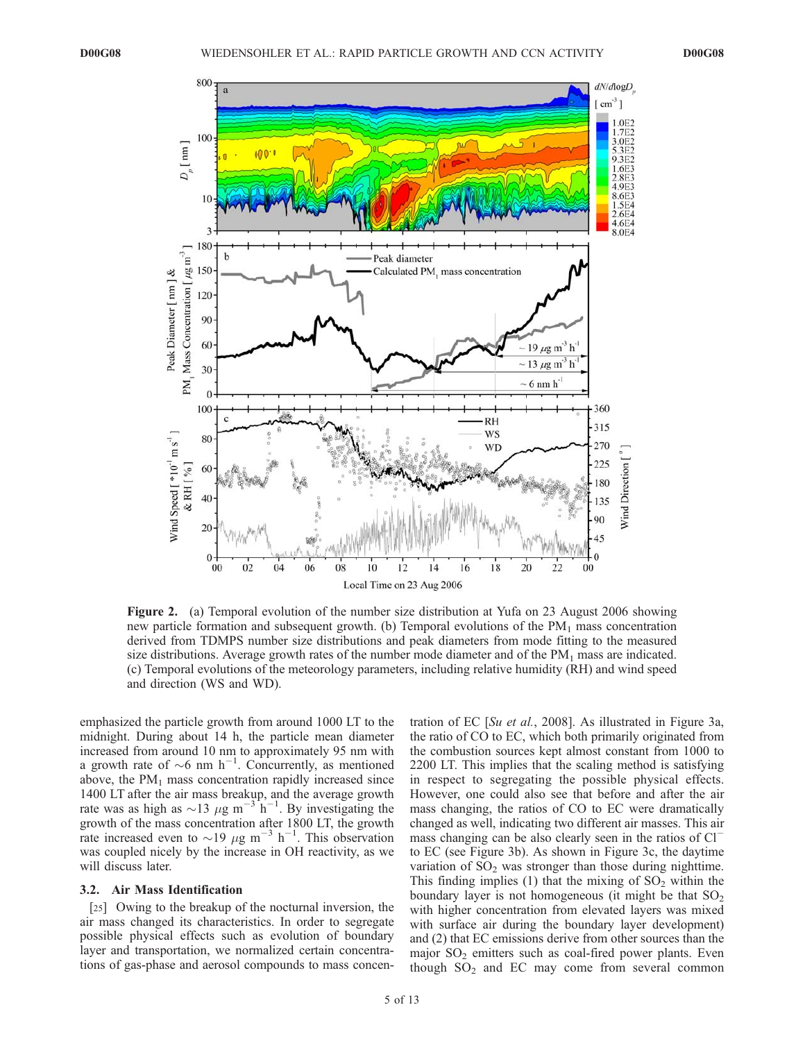**Figure 2.** (a) Temporal evolution of the number size distribution at Yufa on 23 August 2006 showing new particle formation and subsequent growth. (b) Temporal evolutions of the $PM_1$ mass concentration derived from TDMPS number size distributions and peak diameters from mode fitting to the measured size distributions. Average growth rates of the number mode diameter and of the $PM_1$ mass are indicated. (c) Temporal evolutions of the meteorology parameters, including relative humidity (RH) and wind speed and direction (WS and WD).

emphasized the particle growth from around 1000 LT to the midnight. During about 14 h, the particle mean diameter increased from around 10 nm to approximately 95 nm with a growth rate of ~6 nm $h^{-1}$. Concurrently, as mentioned above, the $PM_1$ mass concentration rapidly increased since 1400 LT after the air mass breakup, and the average growth rate was as high as ~13 $\mu g\ m^{-3}\ h^{-1}$. By investigating the growth of the mass concentration after 1800 LT, the growth rate increased even to ~19 $\mu g\ m^{-3}\ h^{-1}$. This observation was coupled nicely by the increase in OH reactivity, as we will discuss later.

### 3.2. Air Mass Identification

[25] Owing to the breakup of the nocturnal inversion, the air mass changed its characteristics. In order to segregate possible physical effects such as evolution of boundary layer and transportation, we normalized certain concentrations of gas-phase and aerosol compounds to mass concentration of EC [*Su et al.*, 2008]. As illustrated in Figure 3a, the ratio of CO to EC, which both primarily originated from the combustion sources kept almost constant from 1000 to 2200 LT. This implies that the scaling method is satisfying in respect to segregating the possible physical effects. However, one could also see that before and after the air mass changing, the ratios of CO to EC were dramatically changed as well, indicating two different air masses. This air mass changing can be also clearly seen in the ratios of $Cl^-$ to EC (see Figure 3b). As shown in Figure 3c, the daytime variation of $SO_2$ was stronger than those during nighttime. This finding implies (1) that the mixing of $SO_2$ within the boundary layer is not homogeneous (it might be that $SO_2$ with higher concentration from elevated layers was mixed with surface air during the boundary layer development) and (2) that EC emissions derive from other sources than the major $SO_2$ emitters such as coal-fired power plants. Even though $SO_2$ and EC may come from several common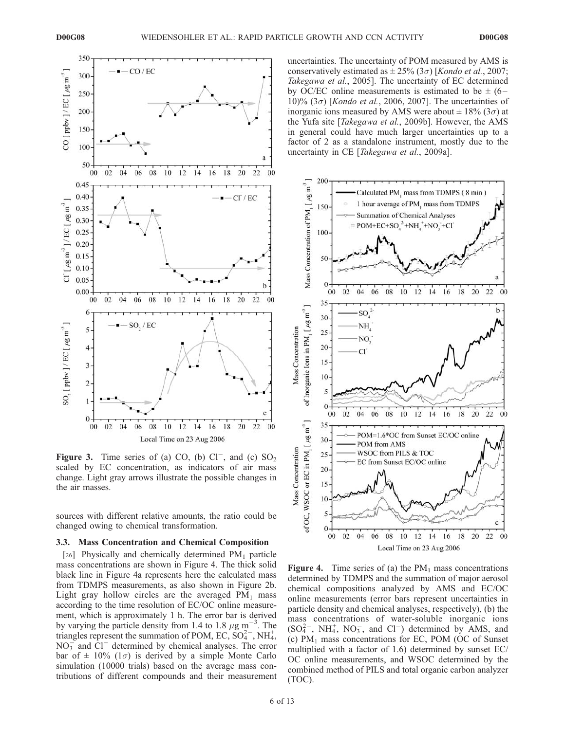Figure 3. Time series of (a) CO, (b) $Cl^-$, and (c) $SO_2$ scaled by EC concentration, as indicators of air mass change. Light gray arrows illustrate the possible changes in the air masses.

sources with different relative amounts, the ratio could be changed owing to chemical transformation.

### 3.3. Mass Concentration and Chemical Composition

[26] Physically and chemically determined $PM_1$ particle mass concentrations are shown in Figure 4. The thick solid black line in Figure 4a represents here the calculated mass from TDMPS measurements, as also shown in Figure 2b. Light gray hollow circles are the averaged $PM_1$ mass according to the time resolution of EC/OC online measurement, which is approximately 1 h. The error bar is derived by varying the particle density from 1.4 to 1.8 $\mu g\ m^{-3}$. The triangles represent the summation of POM, EC, $SO_4^{2-}$, $NH_4^+$, $NO_3^-$ and $Cl^-$ determined by chemical analyses. The error bar of ± 10% (1$\sigma$) is derived by a simple Monte Carlo simulation (10000 trials) based on the average mass contributions of different compounds and their measurement uncertainties. The uncertainty of POM measured by AMS is conservatively estimated as ± 25% (3$\sigma$) [*Kondo et al.*, 2007; *Takegawa et al.*, 2005]. The uncertainty of EC determined by OC/EC online measurements is estimated to be ± (6–10)% (3$\sigma$) [*Kondo et al.*, 2006, 2007]. The uncertainties of inorganic ions measured by AMS were about ± 18% (3$\sigma$) at the Yufa site [*Takegawa et al.*, 2009b]. However, the AMS in general could have much larger uncertainties up to a factor of 2 as a standalone instrument, mostly due to the uncertainty in CE [*Takegawa et al.*, 2009a].

Figure 4. Time series of (a) the $PM_1$ mass concentrations determined by TDMPS and the summation of major aerosol chemical compositions analyzed by AMS and EC/OC online measurements (error bars represent uncertainties in particle density and chemical analyses, respectively), (b) the mass concentrations of water-soluble inorganic ions ($SO_4^{2-}$, $NH_4^+$, $NO_3^-$, and $Cl^-$) determined by AMS, and (c) $PM_1$ mass concentrations for EC, POM (OC of Sunset multiplied with a factor of 1.6) determined by sunset EC/OC online measurements, and WSOC determined by the combined method of PILS and total organic carbon analyzer (TOC).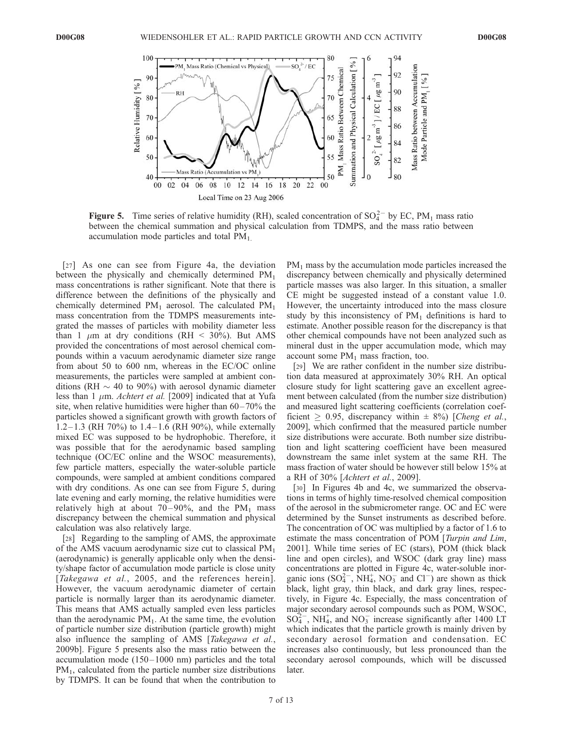**Figure 5.** Time series of relative humidity (RH), scaled concentration of $SO_4^{2-}$ by EC, $PM_1$ mass ratio between the chemical summation and physical calculation from TDMPS, and the mass ratio between accumulation mode particles and total $PM_1$.

[27] As one can see from Figure 4a, the deviation between the physically and chemically determined $PM_1$ mass concentrations is rather significant. Note that there is difference between the definitions of the physically and chemically determined $PM_1$ aerosol. The calculated $PM_1$ mass concentration from the TDMPS measurements integrated the masses of particles with mobility diameter less than 1 $\mu$m at dry conditions (RH < 30%). But AMS provided the concentrations of most aerosol chemical compounds within a vacuum aerodynamic diameter size range from about 50 to 600 nm, whereas in the EC/OC online measurements, the particles were sampled at ambient conditions (RH ~ 40 to 90%) with aerosol dynamic diameter less than 1 $\mu$m. *Achtert et al.* [2009] indicated that at Yufa site, when relative humidities were higher than 60–70% the particles showed a significant growth with growth factors of 1.2–1.3 (RH 70%) to 1.4–1.6 (RH 90%), while externally mixed EC was supposed to be hydrophobic. Therefore, it was possible that for the aerodynamic based sampling technique (OC/EC online and the WSOC measurements), few particle matters, especially the water-soluble particle compounds, were sampled at ambient conditions compared with dry conditions. As one can see from Figure 5, during late evening and early morning, the relative humidities were relatively high at about 70–90%, and the $PM_1$ mass discrepancy between the chemical summation and physical calculation was also relatively large.

[28] Regarding to the sampling of AMS, the approximate of the AMS vacuum aerodynamic size cut to classical $PM_1$ (aerodynamic) is generally applicable only when the density/shape factor of accumulation mode particle is close unity [*Takegawa et al.*, 2005, and the references herein]. However, the vacuum aerodynamic diameter of certain particle is normally larger than its aerodynamic diameter. This means that AMS actually sampled even less particles than the aerodynamic $PM_1$. At the same time, the evolution of particle number size distribution (particle growth) might also influence the sampling of AMS [*Takegawa et al.*, 2009b]. Figure 5 presents also the mass ratio between the accumulation mode (150–1000 nm) particles and the total $PM_1$, calculated from the particle number size distributions by TDMPS. It can be found that when the contribution to $PM_1$ mass by the accumulation mode particles increased the discrepancy between chemically and physically determined particle masses was also larger. In this situation, a smaller CE might be suggested instead of a constant value 1.0. However, the uncertainty introduced into the mass closure study by this inconsistency of $PM_1$ definitions is hard to estimate. Another possible reason for the discrepancy is that other chemical compounds have not been analyzed such as mineral dust in the upper accumulation mode, which may account some $PM_1$ mass fraction, too.

[29] We are rather confident in the number size distribution data measured at approximately 30% RH. An optical closure study for light scattering gave an excellent agreement between calculated (from the number size distribution) and measured light scattering coefficients (correlation coefficient $\geq$ 0.95, discrepancy within $\pm$ 8%) [*Cheng et al.*, 2009], which confirmed that the measured particle number size distributions were accurate. Both number size distribution and light scattering coefficient have been measured downstream the same inlet system at the same RH. The mass fraction of water should be however still below 15% at a RH of 30% [*Achtert et al.*, 2009].

[30] In Figures 4b and 4c, we summarized the observations in terms of highly time-resolved chemical composition of the aerosol in the submicrometer range. OC and EC were determined by the Sunset instruments as described before. The concentration of OC was multiplied by a factor of 1.6 to estimate the mass concentration of POM [*Turpin and Lim*, 2001]. While time series of EC (stars), POM (thick black line and open circles), and WSOC (dark gray line) mass concentrations are plotted in Figure 4c, water-soluble inorganic ions ($SO_4^{2-}$, $NH_4^+$, $NO_3^-$ and $Cl^-$) are shown as thick black, light gray, thin black, and dark gray lines, respectively, in Figure 4c. Especially, the mass concentration of major secondary aerosol compounds such as POM, WSOC, $SO_4^{2-}$, $NH_4^+$, and $NO_3^-$ increase significantly after 1400 LT which indicates that the particle growth is mainly driven by secondary aerosol formation and condensation. EC increases also continuously, but less pronounced than the secondary aerosol compounds, which will be discussed later.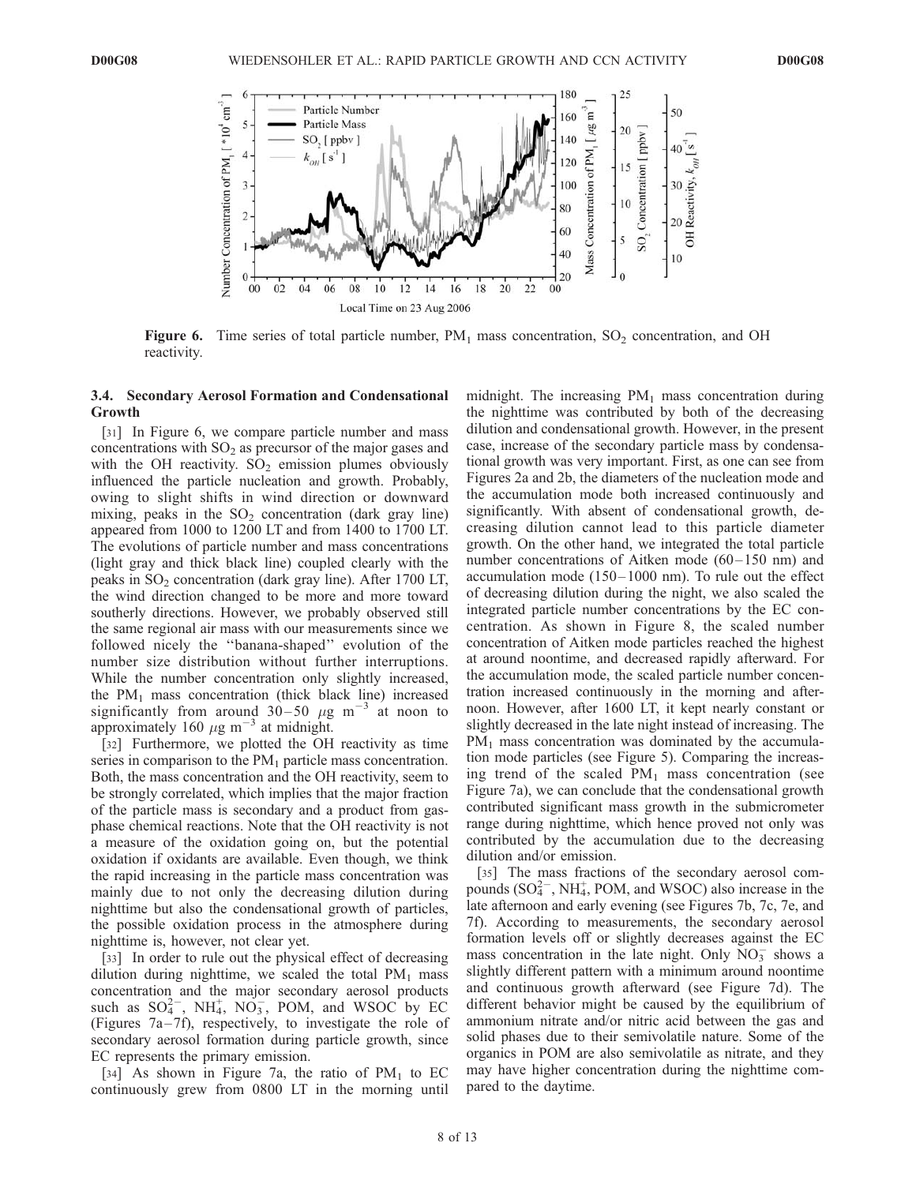**Figure 6.** Time series of total particle number, $PM_1$ mass concentration, $SO_2$ concentration, and OH reactivity.

### 3.4. Secondary Aerosol Formation and Condensational Growth

[31] In Figure 6, we compare particle number and mass concentrations with $SO_2$ as precursor of the major gases and with the OH reactivity. $SO_2$ emission plumes obviously influenced the particle nucleation and growth. Probably, owing to slight shifts in wind direction or downward mixing, peaks in the $SO_2$ concentration (dark gray line) appeared from 1000 to 1200 LT and from 1400 to 1700 LT. The evolutions of particle number and mass concentrations (light gray and thick black line) coupled clearly with the peaks in $SO_2$ concentration (dark gray line). After 1700 LT, the wind direction changed to be more and more toward southerly directions. However, we probably observed still the same regional air mass with our measurements since we followed nicely the "banana-shaped" evolution of the number size distribution without further interruptions. While the number concentration only slightly increased, the $PM_1$ mass concentration (thick black line) increased significantly from around 30–50 $\mu g\ m^{-3}$ at noon to approximately 160 $\mu g\ m^{-3}$ at midnight.

[32] Furthermore, we plotted the OH reactivity as time series in comparison to the $PM_1$ particle mass concentration. Both, the mass concentration and the OH reactivity, seem to be strongly correlated, which implies that the major fraction of the particle mass is secondary and a product from gas-phase chemical reactions. Note that the OH reactivity is not a measure of the oxidation going on, but the potential oxidation if oxidants are available. Even though, we think the rapid increasing in the particle mass concentration was mainly due to not only the decreasing dilution during nighttime but also the condensational growth of particles, the possible oxidation process in the atmosphere during nighttime is, however, not clear yet.

[33] In order to rule out the physical effect of decreasing dilution during nighttime, we scaled the total $PM_1$ mass concentration and the major secondary aerosol products such as $SO_4^{2-}$, $NH_4^+$, $NO_3^-$, POM, and WSOC by EC (Figures 7a–7f), respectively, to investigate the role of secondary aerosol formation during particle growth, since EC represents the primary emission.

[34] As shown in Figure 7a, the ratio of $PM_1$ to EC continuously grew from 0800 LT in the morning until midnight. The increasing $PM_1$ mass concentration during the nighttime was contributed by both of the decreasing dilution and condensational growth. However, in the present case, increase of the secondary particle mass by condensational growth was very important. First, as one can see from Figures 2a and 2b, the diameters of the nucleation mode and the accumulation mode both increased continuously and significantly. With absent of condensational growth, decreasing dilution cannot lead to this particle diameter growth. On the other hand, we integrated the total particle number concentrations of Aitken mode (60–150 nm) and accumulation mode (150–1000 nm). To rule out the effect of decreasing dilution during the night, we also scaled the integrated particle number concentrations by the EC concentration. As shown in Figure 8, the scaled number concentration of Aitken mode particles reached the highest at around noontime, and decreased rapidly afterward. For the accumulation mode, the scaled particle number concentration increased continuously in the morning and afternoon. However, after 1600 LT, it kept nearly constant or slightly decreased in the late night instead of increasing. The $PM_1$ mass concentration was dominated by the accumulation mode particles (see Figure 5). Comparing the increasing trend of the scaled $PM_1$ mass concentration (see Figure 7a), we can conclude that the condensational growth contributed significant mass growth in the submicrometer range during nighttime, which hence proved not only was contributed by the accumulation due to the decreasing dilution and/or emission.

[35] The mass fractions of the secondary aerosol compounds ($SO_4^{2-}$, $NH_4^+$, POM, and WSOC) also increase in the late afternoon and early evening (see Figures 7b, 7c, 7e, and 7f). According to measurements, the secondary aerosol formation levels off or slightly decreases against the EC mass concentration in the late night. Only $NO_3^-$ shows a slightly different pattern with a minimum around noontime and continuous growth afterward (see Figure 7d). The different behavior might be caused by the equilibrium of ammonium nitrate and/or nitric acid between the gas and solid phases due to their semivolatile nature. Some of the organics in POM are also semivolatile as nitrate, and they may have higher concentration during the nighttime compared to the daytime.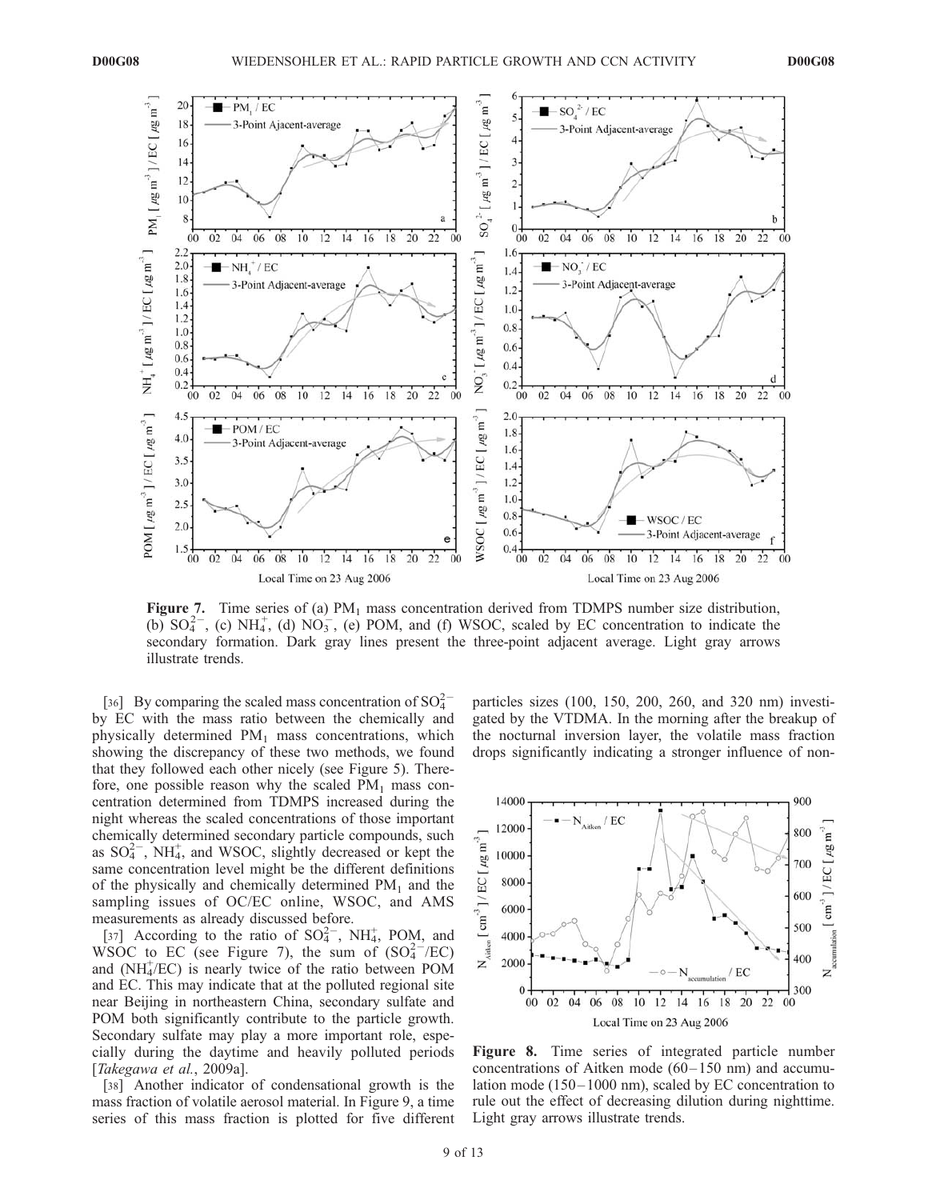**Figure 7.** Time series of (a) $PM_1$ mass concentration derived from TDMPS number size distribution, (b) $SO_4^{2-}$, (c) $NH_4^+$, (d) $NO_3^-$, (e) POM, and (f) WSOC, scaled by EC concentration to indicate the secondary formation. Dark gray lines present the three-point adjacent average. Light gray arrows illustrate trends.

[36] By comparing the scaled mass concentration of $SO_4^{2-}$ by EC with the mass ratio between the chemically and physically determined $PM_1$ mass concentrations, which showing the discrepancy of these two methods, we found that they followed each other nicely (see Figure 5). Therefore, one possible reason why the scaled $PM_1$ mass concentration determined from TDMPS increased during the night whereas the scaled concentrations of those important chemically determined secondary particle compounds, such as $SO_4^{2-}$, $NH_4^+$, and WSOC, slightly decreased or kept the same concentration level might be the different definitions of the physically and chemically determined $PM_1$ and the sampling issues of OC/EC online, WSOC, and AMS measurements as already discussed before.

[37] According to the ratio of $SO_4^{2-}$, $NH_4^+$, POM, and WSOC to EC (see Figure 7), the sum of ($SO_4^{2-}$/EC) and ($NH_4^+$/EC) is nearly twice of the ratio between POM and EC. This may indicate that at the polluted regional site near Beijing in northeastern China, secondary sulfate and POM both significantly contribute to the particle growth. Secondary sulfate may play a more important role, especially during the daytime and heavily polluted periods [*Takegawa et al.*, 2009a].

[38] Another indicator of condensational growth is the mass fraction of volatile aerosol material. In Figure 9, a time series of this mass fraction is plotted for five different particles sizes (100, 150, 200, 260, and 320 nm) investigated by the VTDMA. In the morning after the breakup of the nocturnal inversion layer, the volatile mass fraction drops significantly indicating a stronger influence of non-

**Figure 8.** Time series of integrated particle number concentrations of Aitken mode (60–150 nm) and accumulation mode (150–1000 nm), scaled by EC concentration to rule out the effect of decreasing dilution during nighttime. Light gray arrows illustrate trends.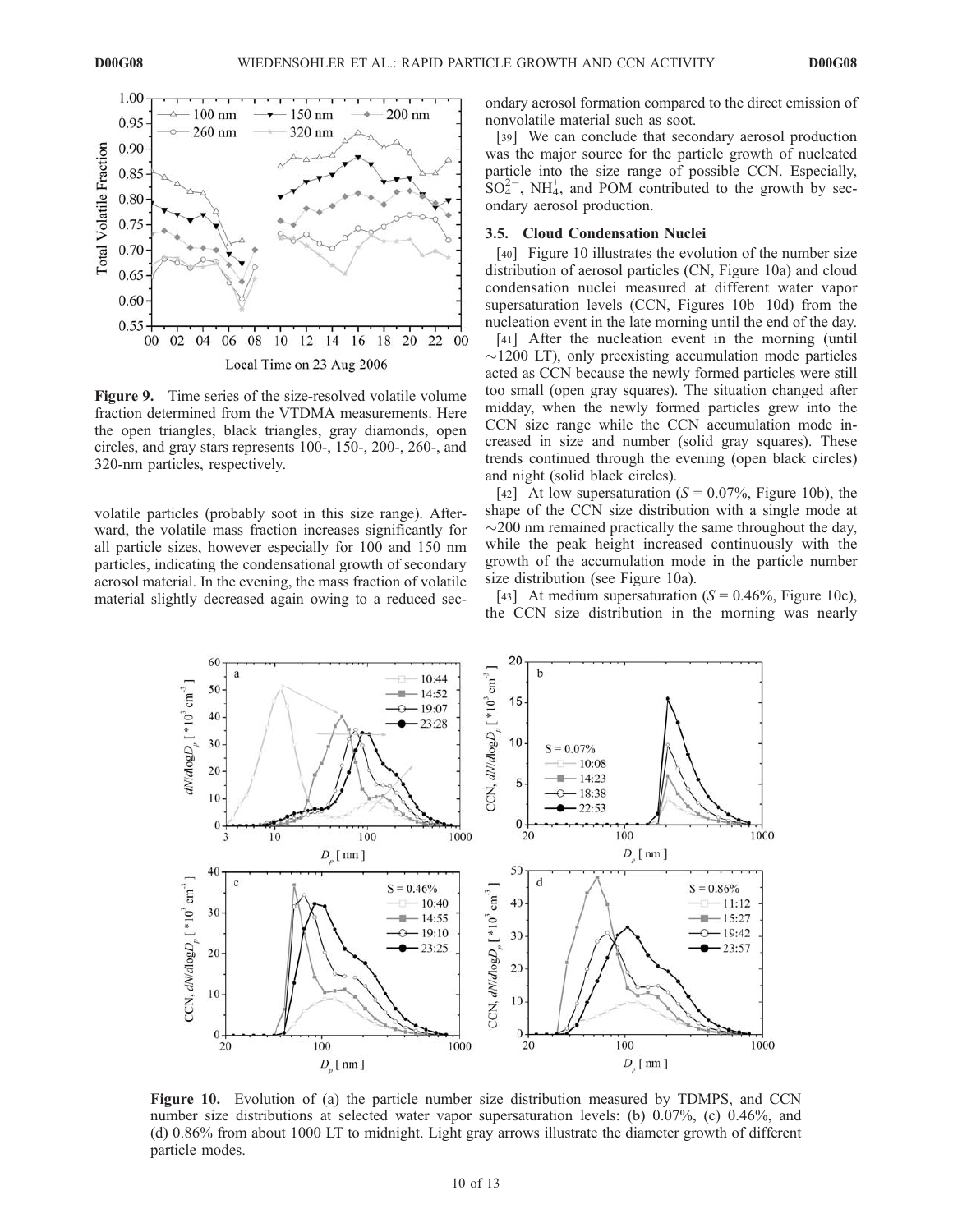**Figure 9.** Time series of the size-resolved volatile volume fraction determined from the VTDMA measurements. Here the open triangles, black triangles, gray diamonds, open circles, and gray stars represents 100-, 150-, 200-, 260-, and 320-nm particles, respectively.

volatile particles (probably soot in this size range). Afterward, the volatile mass fraction increases significantly for all particle sizes, however especially for 100 and 150 nm particles, indicating the condensational growth of secondary aerosol material. In the evening, the mass fraction of volatile material slightly decreased again owing to a reduced secondary aerosol formation compared to the direct emission of nonvolatile material such as soot.

[39] We can conclude that secondary aerosol production was the major source for the particle growth of nucleated particle into the size range of possible CCN. Especially, $SO_4^{2-}$, $NH_4^+$, and POM contributed to the growth by secondary aerosol production.

### 3.5. Cloud Condensation Nuclei

[40] Figure 10 illustrates the evolution of the number size distribution of aerosol particles (CN, Figure 10a) and cloud condensation nuclei measured at different water vapor supersaturation levels (CCN, Figures 10b–10d) from the nucleation event in the late morning until the end of the day.

[41] After the nucleation event in the morning (until ~1200 LT), only preexisting accumulation mode particles acted as CCN because the newly formed particles were still too small (open gray squares). The situation changed after midday, when the newly formed particles grew into the CCN size range while the CCN accumulation mode increased in size and number (solid gray squares). These trends continued through the evening (open black circles) and night (solid black circles).

[42] At low supersaturation ($S$ = 0.07%, Figure 10b), the shape of the CCN size distribution with a single mode at ~200 nm remained practically the same throughout the day, while the peak height increased continuously with the growth of the accumulation mode in the particle number size distribution (see Figure 10a).

[43] At medium supersaturation ($S$ = 0.46%, Figure 10c), the CCN size distribution in the morning was nearly

**Figure 10.** Evolution of (a) the particle number size distribution measured by TDMPS, and CCN number size distributions at selected water vapor supersaturation levels: (b) 0.07%, (c) 0.46%, and (d) 0.86% from about 1000 LT to midnight. Light gray arrows illustrate the diameter growth of different particle modes.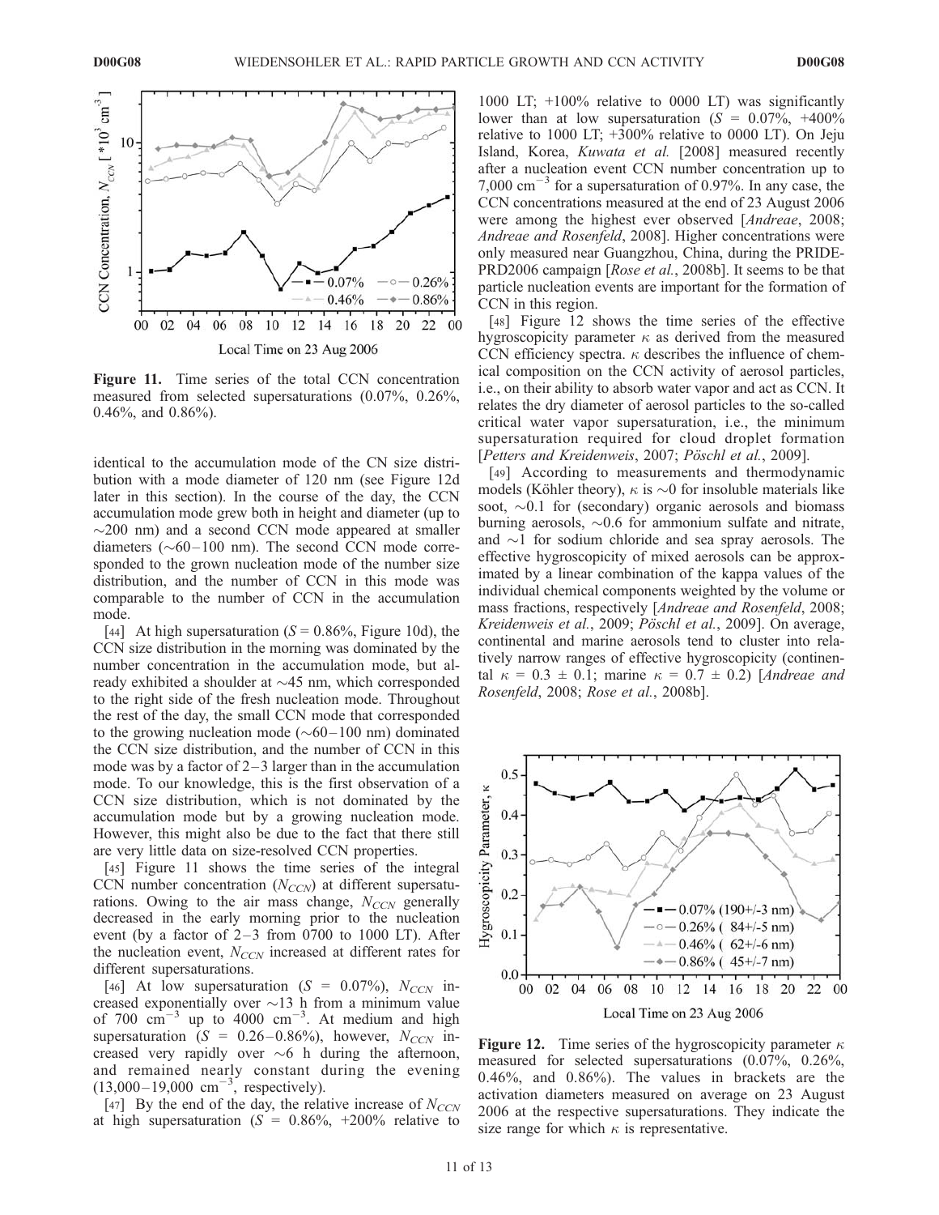Figure 11. Time series of the total CCN concentration measured from selected supersaturations (0.07%, 0.26%, 0.46%, and 0.86%).

identical to the accumulation mode of the CN size distribution with a mode diameter of 120 nm (see Figure 12d later in this section). In the course of the day, the CCN accumulation mode grew both in height and diameter (up to ~200 nm) and a second CCN mode appeared at smaller diameters (~60–100 nm). The second CCN mode corresponded to the grown nucleation mode of the number size distribution, and the number of CCN in this mode was comparable to the number of CCN in the accumulation mode.

[44] At high supersaturation ($S$ = 0.86%, Figure 10d), the CCN size distribution in the morning was dominated by the number concentration in the accumulation mode, but already exhibited a shoulder at ~45 nm, which corresponded to the right side of the fresh nucleation mode. Throughout the rest of the day, the small CCN mode that corresponded to the growing nucleation mode (~60–100 nm) dominated the CCN size distribution, and the number of CCN in this mode was by a factor of 2–3 larger than in the accumulation mode. To our knowledge, this is the first observation of a CCN size distribution, which is not dominated by the accumulation mode but by a growing nucleation mode. However, this might also be due to the fact that there still are very little data on size-resolved CCN properties.

[45] Figure 11 shows the time series of the integral CCN number concentration ($N_{CCN}$) at different supersaturations. Owing to the air mass change, $N_{CCN}$ generally decreased in the early morning prior to the nucleation event (by a factor of 2–3 from 0700 to 1000 LT). After the nucleation event, $N_{CCN}$ increased at different rates for different supersaturations.

[46] At low supersaturation ($S$ = 0.07%), $N_{CCN}$ increased exponentially over ~13 h from a minimum value of 700 $cm^{-3}$ up to 4000 $cm^{-3}$. At medium and high supersaturation ($S$ = 0.26–0.86%), however, $N_{CCN}$ increased very rapidly over ~6 h during the afternoon, and remained nearly constant during the evening (13,000–19,000 $cm^{-3}$, respectively).

[47] By the end of the day, the relative increase of $N_{CCN}$ at high supersaturation ($S$ = 0.86%, +200% relative to 1000 LT; +100% relative to 0000 LT) was significantly lower than at low supersaturation ($S$ = 0.07%, +400% relative to 1000 LT; +300% relative to 0000 LT). On Jeju Island, Korea, *Kuwata et al.* [2008] measured recently after a nucleation event CCN number concentration up to 7,000 $cm^{-3}$ for a supersaturation of 0.97%. In any case, the CCN concentrations measured at the end of 23 August 2006 were among the highest ever observed [*Andreae*, 2008; *Andreae and Rosenfeld*, 2008]. Higher concentrations were only measured near Guangzhou, China, during the PRIDE-PRD2006 campaign [*Rose et al.*, 2008b]. It seems to be that particle nucleation events are important for the formation of CCN in this region.

[48] Figure 12 shows the time series of the effective hygroscopicity parameter $\kappa$ as derived from the measured CCN efficiency spectra. $\kappa$ describes the influence of chemical composition on the CCN activity of aerosol particles, i.e., on their ability to absorb water vapor and act as CCN. It relates the dry diameter of aerosol particles to the so-called critical water vapor supersaturation, i.e., the minimum supersaturation required for cloud droplet formation [*Petters and Kreidenweis*, 2007; *Pöschl et al.*, 2009].

[49] According to measurements and thermodynamic models (Köhler theory), $\kappa$ is ~0 for insoluble materials like soot, ~0.1 for (secondary) organic aerosols and biomass burning aerosols, ~0.6 for ammonium sulfate and nitrate, and ~1 for sodium chloride and sea spray aerosols. The effective hygroscopicity of mixed aerosols can be approximated by a linear combination of the kappa values of the individual chemical components weighted by the volume or mass fractions, respectively [*Andreae and Rosenfeld*, 2008; *Kreidenweis et al.*, 2009; *Pöschl et al.*, 2009]. On average, continental and marine aerosols tend to cluster into relatively narrow ranges of effective hygroscopicity (continental $\kappa$ = 0.3 ± 0.1; marine $\kappa$ = 0.7 ± 0.2) [*Andreae and Rosenfeld*, 2008; *Rose et al.*, 2008b].

Figure 12. Time series of the hygroscopicity parameter $\kappa$ measured for selected supersaturations (0.07%, 0.26%, 0.46%, and 0.86%). The values in brackets are the activation diameters measured on average on 23 August 2006 at the respective supersaturations. They indicate the size range for which $\kappa$ is representative.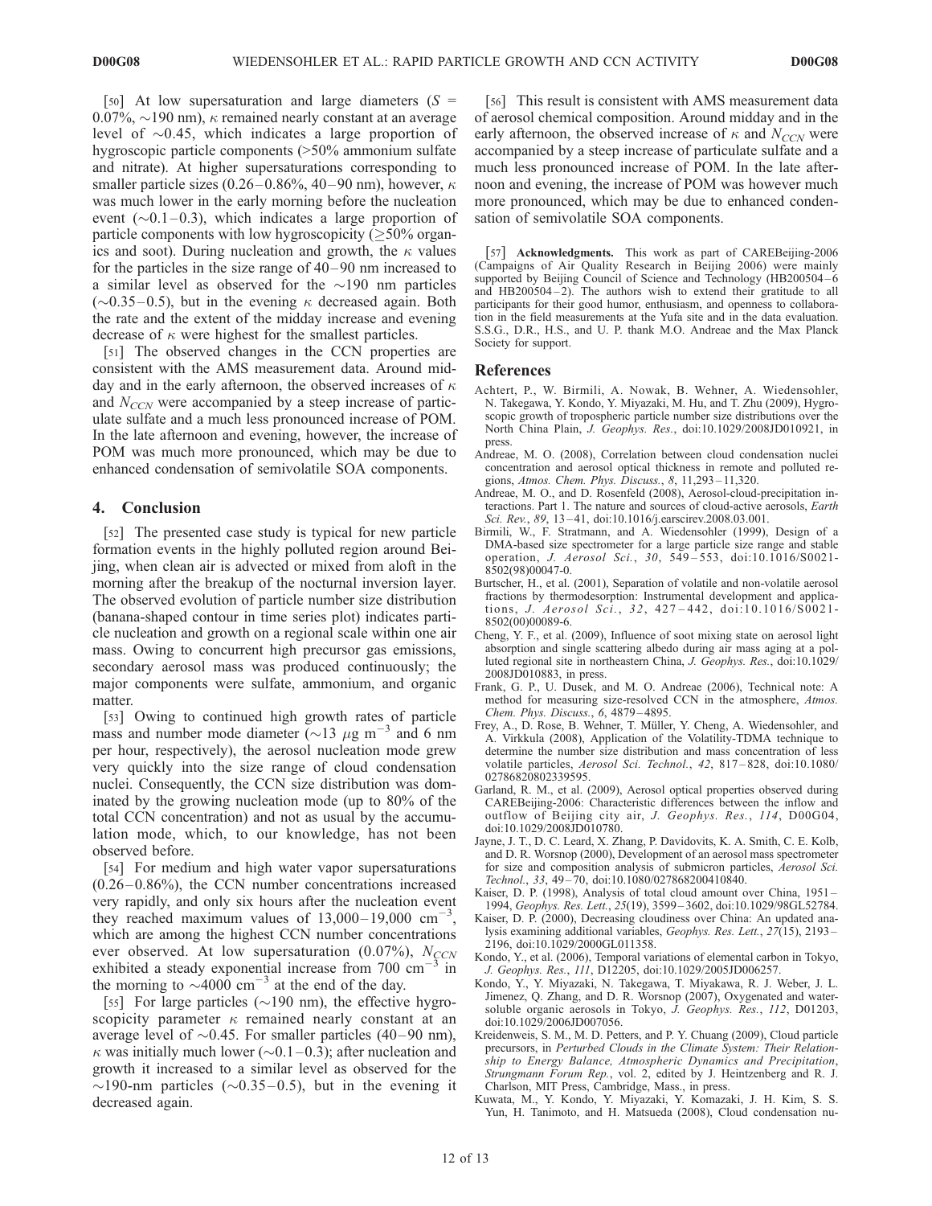[50] At low supersaturation and large diameters ($S$ = 0.07%, ~190 nm), $\kappa$ remained nearly constant at an average level of ~0.45, which indicates a large proportion of hygroscopic particle components (>50% ammonium sulfate and nitrate). At higher supersaturations corresponding to smaller particle sizes (0.26–0.86%, 40–90 nm), however, $\kappa$ was much lower in the early morning before the nucleation event (~0.1–0.3), which indicates a large proportion of particle components with low hygroscopicity ($\geq$50% organics and soot). During nucleation and growth, the $\kappa$ values for the particles in the size range of 40–90 nm increased to a similar level as observed for the ~190 nm particles (~0.35–0.5), but in the evening $\kappa$ decreased again. Both the rate and the extent of the midday increase and evening decrease of $\kappa$ were highest for the smallest particles.

[51] The observed changes in the CCN properties are consistent with the AMS measurement data. Around midday and in the early afternoon, the observed increases of $\kappa$ and $N_{CCN}$ were accompanied by a steep increase of particulate sulfate and a much less pronounced increase of POM. In the late afternoon and evening, however, the increase of POM was much more pronounced, which may be due to enhanced condensation of semivolatile SOA components.

## 4. Conclusion

[52] The presented case study is typical for new particle formation events in the highly polluted region around Beijing, when clean air is advected or mixed from aloft in the morning after the breakup of the nocturnal inversion layer. The observed evolution of particle number size distribution (banana-shaped contour in time series plot) indicates particle nucleation and growth on a regional scale within one air mass. Owing to concurrent high precursor gas emissions, secondary aerosol mass was produced continuously; the major components were sulfate, ammonium, and organic matter.

[53] Owing to continued high growth rates of particle mass and number mode diameter (~13 $\mu$g m$^{-3}$ and 6 nm per hour, respectively), the aerosol nucleation mode grew very quickly into the size range of cloud condensation nuclei. Consequently, the CCN size distribution was dominated by the growing nucleation mode (up to 80% of the total CCN concentration) and not as usual by the accumulation mode, which, to our knowledge, has not been observed before.

[54] For medium and high water vapor supersaturations (0.26–0.86%), the CCN number concentrations increased very rapidly, and only six hours after the nucleation event they reached maximum values of 13,000–19,000 cm$^{-3}$, which are among the highest CCN number concentrations ever observed. At low supersaturation (0.07%), $N_{CCN}$ exhibited a steady exponential increase from 700 cm$^{-3}$ in the morning to ~4000 cm$^{-3}$ at the end of the day.

[55] For large particles (~190 nm), the effective hygroscopicity parameter $\kappa$ remained nearly constant at an average level of ~0.45. For smaller particles (40–90 nm), $\kappa$ was initially much lower (~0.1–0.3); after nucleation and growth it increased to a similar level as observed for the ~190-nm particles (~0.35–0.5), but in the evening it decreased again.

[56] This result is consistent with AMS measurement data of aerosol chemical composition. Around midday and in the early afternoon, the observed increase of $\kappa$ and $N_{CCN}$ were accompanied by a steep increase of particulate sulfate and a much less pronounced increase of POM. In the late afternoon and evening, the increase of POM was however much more pronounced, which may be due to enhanced condensation of semivolatile SOA components.

[57] **Acknowledgments.** This work as part of CAREBeijing-2006 (Campaigns of Air Quality Research in Beijing 2006) were mainly supported by Beijing Council of Science and Technology (HB200504–6 and HB200504–2). The authors wish to extend their gratitude to all participants for their good humor, enthusiasm, and openness to collaboration in the field measurements at the Yufa site and in the data evaluation. S.S.G., D.R., H.S., and U. P. thank M.O. Andreae and the Max Planck Society for support.

## References

Achtert, P., W. Birmili, A. Nowak, B. Wehner, A. Wiedensohler, N. Takegawa, Y. Kondo, Y. Miyazaki, M. Hu, and T. Zhu (2009), Hygroscopic growth of tropospheric particle number size distributions over the North China Plain, *J. Geophys. Res.*, doi:10.1029/2008JD010921, in press.

Andreae, M. O. (2008), Correlation between cloud condensation nuclei concentration and aerosol optical thickness in remote and polluted regions, *Atmos. Chem. Phys. Discuss.*, *8*, 11,293–11,320.

Andreae, M. O., and D. Rosenfeld (2008), Aerosol-cloud-precipitation interactions. Part 1. The nature and sources of cloud-active aerosols, *Earth Sci. Rev.*, *89*, 13–41, doi:10.1016/j.earscirev.2008.03.001.

Birmili, W., F. Stratmann, and A. Wiedensohler (1999), Design of a DMA-based size spectrometer for a large particle size range and stable operation, *J. Aerosol Sci.*, *30*, 549–553, doi:10.1016/S0021-8502(98)00047-0.

Burtscher, H., et al. (2001), Separation of volatile and non-volatile aerosol fractions by thermodesorption: Instrumental development and applications, *J. Aerosol Sci.*, *32*, 427–442, doi:10.1016/S0021-8502(00)00089-6.

Cheng, Y. F., et al. (2009), Influence of soot mixing state on aerosol light absorption and single scattering albedo during air mass aging at a polluted regional site in northeastern China, *J. Geophys. Res.*, doi:10.1029/2008JD010883, in press.

Frank, G. P., U. Dusek, and M. O. Andreae (2006), Technical note: A method for measuring size-resolved CCN in the atmosphere, *Atmos. Chem. Phys. Discuss.*, *6*, 4879–4895.

Frey, A., D. Rose, B. Wehner, T. Müller, Y. Cheng, A. Wiedensohler, and A. Virkkula (2008), Application of the Volatility-TDMA technique to determine the number size distribution and mass concentration of less volatile particles, *Aerosol Sci. Technol.*, *42*, 817–828, doi:10.1080/02786820802339595.

Garland, R. M., et al. (2009), Aerosol optical properties observed during CAREBeijing-2006: Characteristic differences between the inflow and outflow of Beijing city air, *J. Geophys. Res.*, *114*, D00G04, doi:10.1029/2008JD010780.

Jayne, J. T., D. C. Leard, X. Zhang, P. Davidovits, K. A. Smith, C. E. Kolb, and D. R. Worsnop (2000), Development of an aerosol mass spectrometer for size and composition analysis of submicron particles, *Aerosol Sci. Technol.*, *33*, 49–70, doi:10.1080/027868200410840.

Kaiser, D. P. (1998), Analysis of total cloud amount over China, 1951–1994, *Geophys. Res. Lett.*, *25*(19), 3599–3602, doi:10.1029/98GL52784.

Kaiser, D. P. (2000), Decreasing cloudiness over China: An updated analysis examining additional variables, *Geophys. Res. Lett.*, *27*(15), 2193–2196, doi:10.1029/2000GL011358.

Kondo, Y., et al. (2006), Temporal variations of elemental carbon in Tokyo, *J. Geophys. Res.*, *111*, D12205, doi:10.1029/2005JD006257.

Kondo, Y., Y. Miyazaki, N. Takegawa, T. Miyakawa, R. J. Weber, J. L. Jimenez, Q. Zhang, and D. R. Worsnop (2007), Oxygenated and water-soluble organic aerosols in Tokyo, *J. Geophys. Res.*, *112*, D01203, doi:10.1029/2006JD007056.

Kreidenweis, S. M., M. D. Petters, and P. Y. Chuang (2009), Cloud particle precursors, in *Perturbed Clouds in the Climate System: Their Relationship to Energy Balance, Atmospheric Dynamics and Precipitation*, *Strungmann Forum Rep.*, vol. 2, edited by J. Heintzenberg and R. J. Charlson, MIT Press, Cambridge, Mass., in press.

Kuwata, M., Y. Kondo, Y. Miyazaki, Y. Komazaki, J. H. Kim, S. S. Yun, H. Tanimoto, and H. Matsueda (2008), Cloud condensation nu-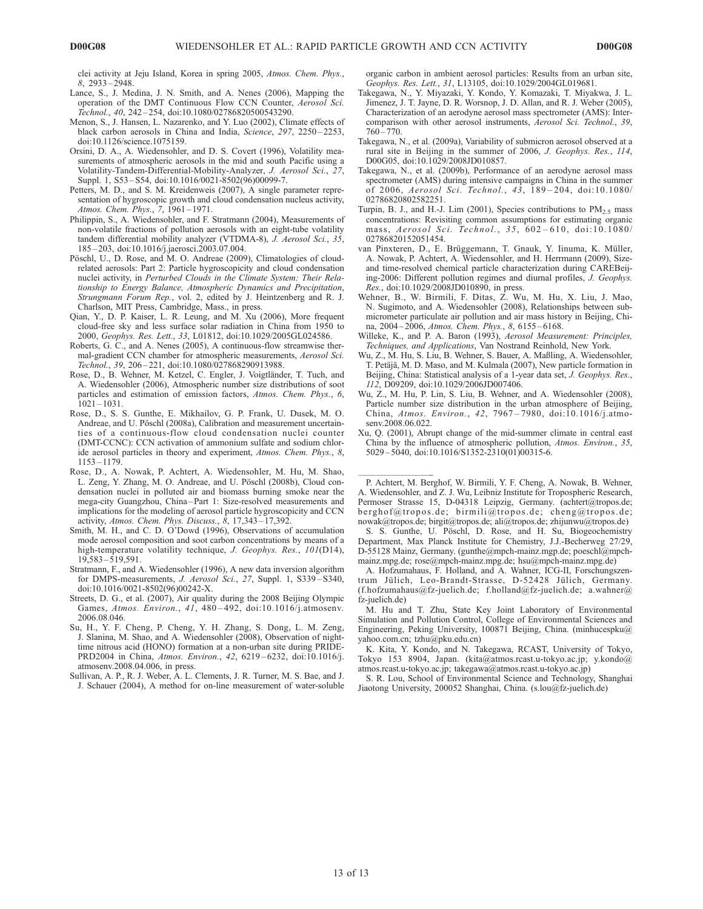clei activity at Jeju Island, Korea in spring 2005, *Atmos. Chem. Phys.*, *8*, 2933–2948.

Lance, S., J. Medina, J. N. Smith, and A. Nenes (2006), Mapping the operation of the DMT Continuous Flow CCN Counter, *Aerosol Sci. Technol.*, *40*, 242–254, doi:10.1080/02786820500543290.

Menon, S., J. Hansen, L. Nazarenko, and Y. Luo (2002), Climate effects of black carbon aerosols in China and India, *Science*, *297*, 2250–2253, doi:10.1126/science.1075159.

Orsini, D. A., A. Wiedensohler, and D. S. Covert (1996), Volatility measurements of atmospheric aerosols in the mid and south Pacific using a Volatility-Tandem-Differential-Mobility-Analyzer, *J. Aerosol Sci.*, *27*, Suppl. 1, S53–S54, doi:10.1016/0021-8502(96)00099-7.

Petters, M. D., and S. M. Kreidenweis (2007), A single parameter representation of hygroscopic growth and cloud condensation nucleus activity, *Atmos. Chem. Phys.*, *7*, 1961–1971.

Philippin, S., A. Wiedensohler, and F. Stratmann (2004), Measurements of non-volatile fractions of pollution aerosols with an eight-tube volatility tandem differential mobility analyzer (VTDMA-8), *J. Aerosol Sci.*, *35*, 185–203, doi:10.1016/j.jaerosci.2003.07.004.

Pöschl, U., D. Rose, and M. O. Andreae (2009), Climatologies of cloud-related aerosols: Part 2: Particle hygroscopicity and cloud condensation nuclei activity, in *Perturbed Clouds in the Climate System: Their Relationship to Energy Balance, Atmospheric Dynamics and Precipitation*, *Strungmann Forum Rep.*, vol. 2, edited by J. Heintzenberg and R. J. Charlson, MIT Press, Cambridge, Mass., in press.

Qian, Y., D. P. Kaiser, L. R. Leung, and M. Xu (2006), More frequent cloud-free sky and less surface solar radiation in China from 1950 to 2000, *Geophys. Res. Lett.*, *33*, L01812, doi:10.1029/2005GL024586.

Roberts, G. C., and A. Nenes (2005), A continuous-flow streamwise thermal-gradient CCN chamber for atmospheric measurements, *Aerosol Sci. Technol.*, *39*, 206–221, doi:10.1080/027868290913988.

Rose, D., B. Wehner, M. Ketzel, C. Engler, J. Voigtländer, T. Tuch, and A. Wiedensohler (2006), Atmospheric number size distributions of soot particles and estimation of emission factors, *Atmos. Chem. Phys.*, *6*, 1021–1031.

Rose, D., S. S. Gunthe, E. Mikhailov, G. P. Frank, U. Dusek, M. O. Andreae, and U. Pöschl (2008a), Calibration and measurement uncertainties of a continuous-flow cloud condensation nuclei counter (DMT-CCNC): CCN activation of ammonium sulfate and sodium chloride aerosol particles in theory and experiment, *Atmos. Chem. Phys.*, *8*, 1153–1179.

Rose, D., A. Nowak, P. Achtert, A. Wiedensohler, M. Hu, M. Shao, L. Zeng, Y. Zhang, M. O. Andreae, and U. Pöschl (2008b), Cloud condensation nuclei in polluted air and biomass burning smoke near the mega-city Guangzhou, China–Part 1: Size-resolved measurements and implications for the modeling of aerosol particle hygroscopicity and CCN activity, *Atmos. Chem. Phys. Discuss.*, *8*, 17,343–17,392.

Smith, M. H., and C. D. O'Dowd (1996), Observations of accumulation mode aerosol composition and soot carbon concentrations by means of a high-temperature volatility technique, *J. Geophys. Res.*, *101*(D14), 19,583–519,591.

Stratmann, F., and A. Wiedensohler (1996), A new data inversion algorithm for DMPS-measurements, *J. Aerosol Sci.*, *27*, Suppl. 1, S339–S340, doi:10.1016/0021-8502(96)00242-X.

Streets, D. G., et al. (2007), Air quality during the 2008 Beijing Olympic Games, *Atmos. Environ.*, *41*, 480–492, doi:10.1016/j.atmosenv.2006.08.046.

Su, H., Y. F. Cheng, P. Cheng, Y. H. Zhang, S. Dong, L. M. Zeng, J. Slanina, M. Shao, and A. Wiedensohler (2008), Observation of nighttime nitrous acid (HONO) formation at a non-urban site during PRIDE-PRD2004 in China, *Atmos. Environ.*, *42*, 6219–6232, doi:10.1016/j.atmosenv.2008.04.006, in press.

Sullivan, A. P., R. J. Weber, A. L. Clements, J. R. Turner, M. S. Bae, and J. J. Schauer (2004), A method for on-line measurement of water-soluble organic carbon in ambient aerosol particles: Results from an urban site, *Geophys. Res. Lett.*, *31*, L13105, doi:10.1029/2004GL019681.

Takegawa, N., Y. Miyazaki, Y. Kondo, Y. Komazaki, T. Miyakwa, J. L. Jimenez, J. T. Jayne, D. R. Worsnop, J. D. Allan, and R. J. Weber (2005), Characterization of an aerodyne aerosol mass spectrometer (AMS): Intercomparison with other aerosol instruments, *Aerosol Sci. Technol.*, *39*, 760–770.

Takegawa, N., et al. (2009a), Variability of submicron aerosol observed at a rural site in Beijing in the summer of 2006, *J. Geophys. Res.*, *114*, D00G05, doi:10.1029/2008JD010857.

Takegawa, N., et al. (2009b), Performance of an aerodyne aerosol mass spectrometer (AMS) during intensive campaigns in China in the summer of 2006, *Aerosol Sci. Technol.*, *43*, 189–204, doi:10.1080/02786820802582251.

Turpin, B. J., and H.-J. Lim (2001), Species contributions to $PM_{2.5}$ mass concentrations: Revisiting common assumptions for estimating organic mass, *Aerosol Sci. Technol.*, *35*, 602–610, doi:10.1080/02786820152051454.

van Pinxteren, D., E. Brüggemann, T. Gnauk, Y. Iinuma, K. Müller, A. Nowak, P. Achtert, A. Wiedensohler, and H. Herrmann (2009), Size- and time-resolved chemical particle characterization during CAREBeijing-2006: Different pollution regimes and diurnal profiles, *J. Geophys. Res.*, doi:10.1029/2008JD010890, in press.

Wehner, B., W. Birmili, F. Ditas, Z. Wu, M. Hu, X. Liu, J. Mao, N. Sugimoto, and A. Wiedensohler (2008), Relationships between submicrometer particulate air pollution and air mass history in Beijing, China, 2004–2006, *Atmos. Chem. Phys.*, *8*, 6155–6168.

Willeke, K., and P. A. Baron (1993), *Aerosol Measurement: Principles, Techniques, and Applications*, Van Nostrand Reinhold, New York.

Wu, Z., M. Hu, S. Liu, B. Wehner, S. Bauer, A. Maßling, A. Wiedensohler, T. Petäjä, M. D. Maso, and M. Kulmala (2007), New particle formation in Beijing, China: Statistical analysis of a 1-year data set, *J. Geophys. Res.*, *112*, D09209, doi:10.1029/2006JD007406.

Wu, Z., M. Hu, P. Lin, S. Liu, B. Wehner, and A. Wiedensohler (2008), Particle number size distribution in the urban atmosphere of Beijing, China, *Atmos. Environ.*, *42*, 7967–7980, doi:10.1016/j.atmosenv.2008.06.022.

Xu, Q. (2001), Abrupt change of the mid-summer climate in central east China by the influence of atmospheric pollution, *Atmos. Environ.*, *35*, 5029–5040, doi:10.1016/S1352-2310(01)00315-6.

---

P. Achtert, M. Berghof, W. Birmili, Y. F. Cheng, A. Nowak, B. Wehner, A. Wiedensohler, and Z. J. Wu, Leibniz Institute for Tropospheric Research, Permoser Strasse 15, D-04318 Leipzig, Germany. (achtert@tropos.de; berghof@tropos.de; birmili@tropos.de; cheng@tropos.de; nowak@tropos.de; birgit@tropos.de; ali@tropos.de; zhijunwu@tropos.de)

S. S. Gunthe, U. Pöschl, D. Rose, and H. Su, Biogeochemistry Department, Max Planck Institute for Chemistry, J.J.-Becherweg 27/29, D-55128 Mainz, Germany. (gunthe@mpch-mainz.mgp.de; poeschl@mpch-mainz.mpg.de; rose@mpch-mainz.mpg.de; hsu@mpch-mainz.mpg.de)

A. Hofzumahaus, F. Holland, and A. Wahner, ICG-II, Forschungszentrum Jülich, Leo-Brandt-Strasse, D-52428 Jülich, Germany. (f.hofzumahaus@fz-juelich.de; f.holland@fz-juelich.de; a.wahner@fz-juelich.de)

M. Hu and T. Zhu, State Key Joint Laboratory of Environmental Simulation and Pollution Control, College of Environmental Sciences and Engineering, Peking University, 100871 Beijing, China. (minhucespku@yahoo.com.cn; tzhu@pku.edu.cn)

K. Kita, Y. Kondo, and N. Takegawa, RCAST, University of Tokyo, Tokyo 153 8904, Japan. (kita@atmos.rcast.u-tokyo.ac.jp; y.kondo@atmos.rcast.u-tokyo.ac.jp; takegawa@atmos.rcast.u-tokyo.ac.jp)

S. R. Lou, School of Environmental Science and Technology, Shanghai Jiaotong University, 200052 Shanghai, China. (s.lou@fz-juelich.de)